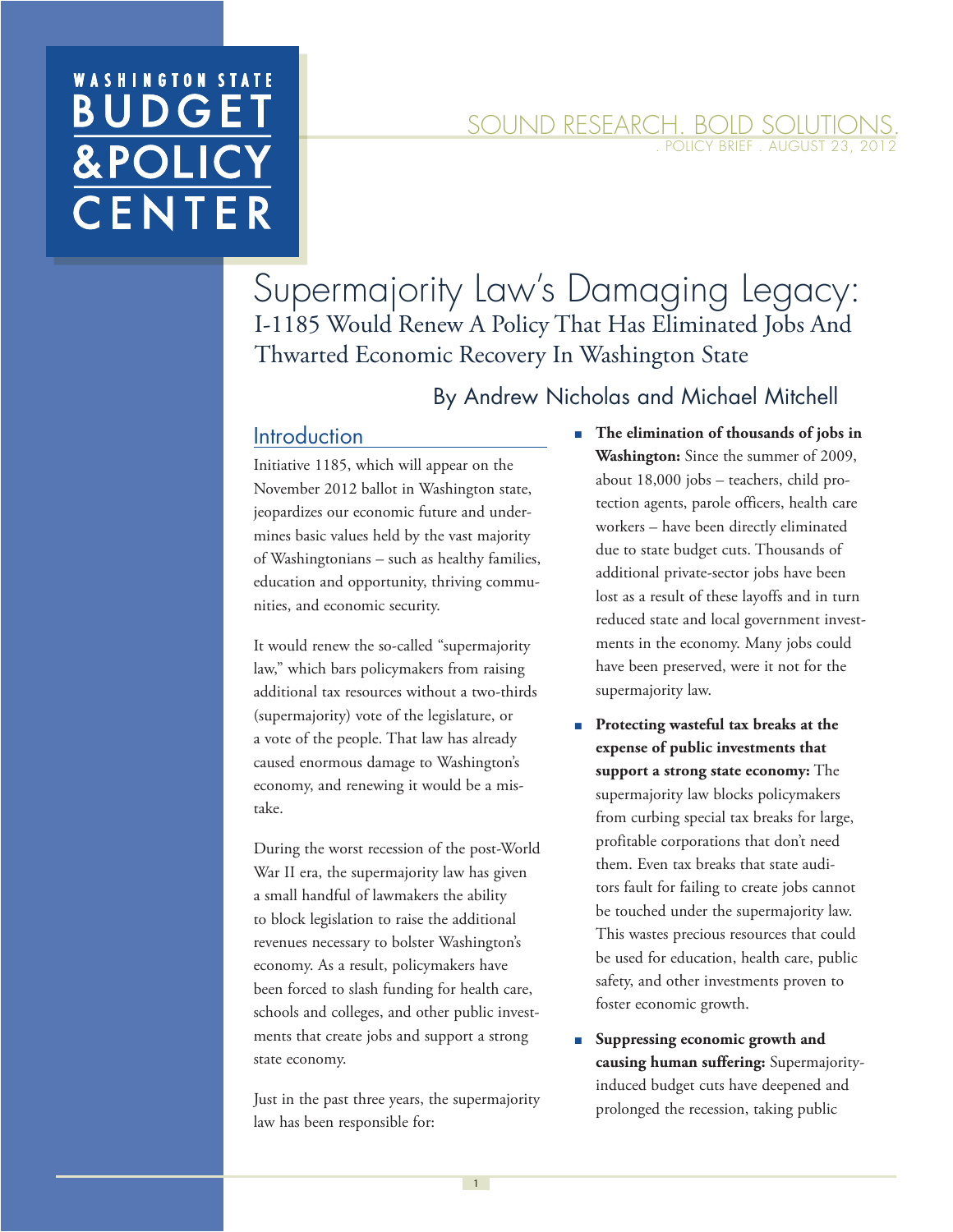WASHINGTON STATE BUDGET & POLICY CENTER

SOUND RESEARCH. BOLD SOLUTIONS.
. POLICY BRIEF . AUGUST 23, 2012

# Supermajority Law's Damaging Legacy:
## I-1185 Would Renew A Policy That Has Eliminated Jobs And Thwarted Economic Recovery In Washington State

By Andrew Nicholas and Michael Mitchell

## Introduction

Initiative 1185, which will appear on the November 2012 ballot in Washington state, jeopardizes our economic future and undermines basic values held by the vast majority of Washingtonians – such as healthy families, education and opportunity, thriving communities, and economic security.

It would renew the so-called "supermajority law," which bars policymakers from raising additional tax resources without a two-thirds (supermajority) vote of the legislature, or a vote of the people. That law has already caused enormous damage to Washington's economy, and renewing it would be a mistake.

During the worst recession of the post-World War II era, the supermajority law has given a small handful of lawmakers the ability to block legislation to raise the additional revenues necessary to bolster Washington's economy. As a result, policymakers have been forced to slash funding for health care, schools and colleges, and other public investments that create jobs and support a strong state economy.

Just in the past three years, the supermajority law has been responsible for:

- **The elimination of thousands of jobs in Washington:** Since the summer of 2009, about 18,000 jobs – teachers, child protection agents, parole officers, health care workers – have been directly eliminated due to state budget cuts. Thousands of additional private-sector jobs have been lost as a result of these layoffs and in turn reduced state and local government investments in the economy. Many jobs could have been preserved, were it not for the supermajority law.
- **Protecting wasteful tax breaks at the expense of public investments that support a strong state economy:** The supermajority law blocks policymakers from curbing special tax breaks for large, profitable corporations that don't need them. Even tax breaks that state auditors fault for failing to create jobs cannot be touched under the supermajority law. This wastes precious resources that could be used for education, health care, public safety, and other investments proven to foster economic growth.
- **Suppressing economic growth and causing human suffering:** Supermajority-induced budget cuts have deepened and prolonged the recession, taking public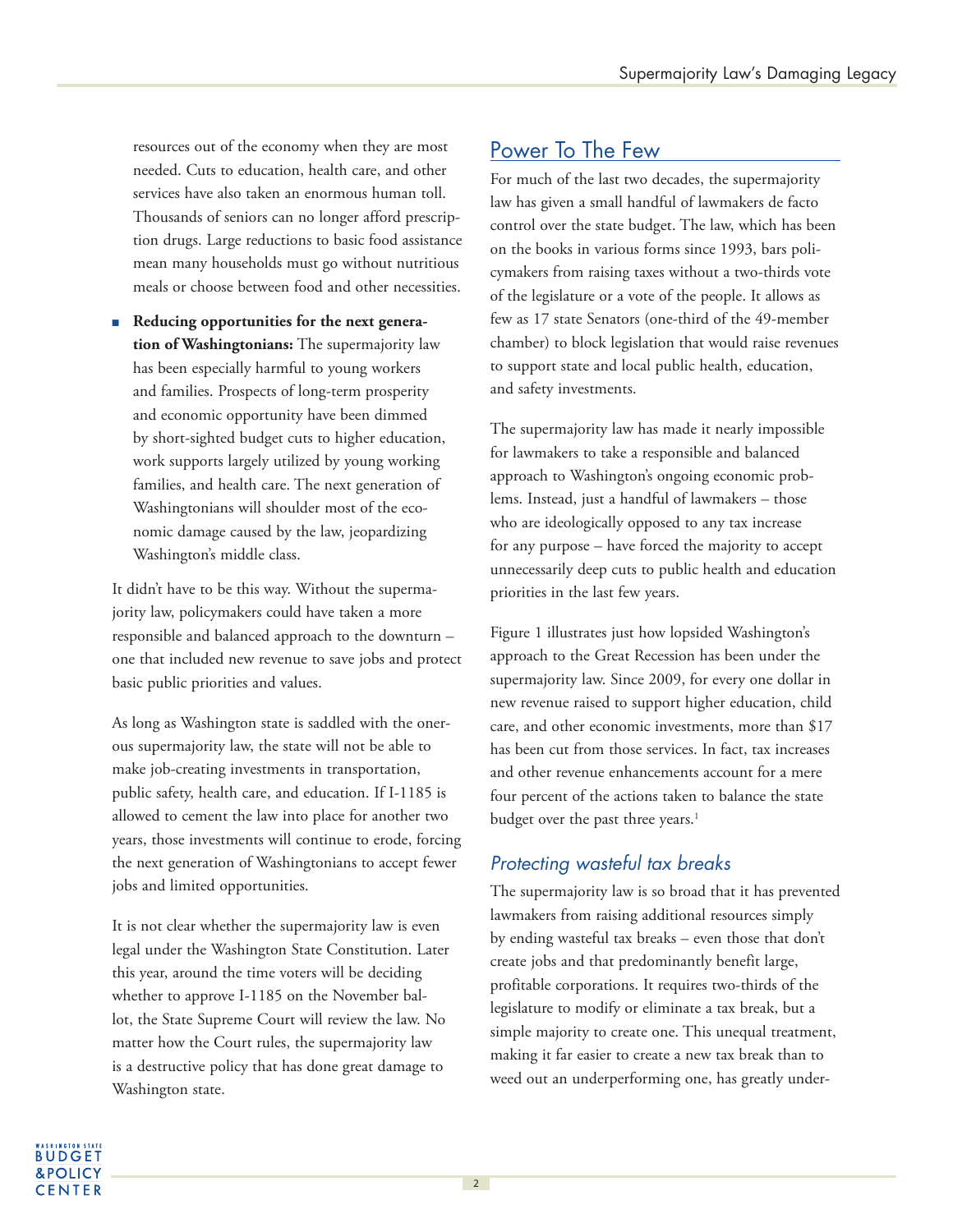resources out of the economy when they are most needed. Cuts to education, health care, and other services have also taken an enormous human toll. Thousands of seniors can no longer afford prescription drugs. Large reductions to basic food assistance mean many households must go without nutritious meals or choose between food and other necessities.

- **Reducing opportunities for the next generation of Washingtonians:** The supermajority law has been especially harmful to young workers and families. Prospects of long-term prosperity and economic opportunity have been dimmed by short-sighted budget cuts to higher education, work supports largely utilized by young working families, and health care. The next generation of Washingtonians will shoulder most of the economic damage caused by the law, jeopardizing Washington's middle class.

It didn't have to be this way. Without the supermajority law, policymakers could have taken a more responsible and balanced approach to the downturn – one that included new revenue to save jobs and protect basic public priorities and values.

As long as Washington state is saddled with the onerous supermajority law, the state will not be able to make job-creating investments in transportation, public safety, health care, and education. If I-1185 is allowed to cement the law into place for another two years, those investments will continue to erode, forcing the next generation of Washingtonians to accept fewer jobs and limited opportunities.

It is not clear whether the supermajority law is even legal under the Washington State Constitution. Later this year, around the time voters will be deciding whether to approve I-1185 on the November ballot, the State Supreme Court will review the law. No matter how the Court rules, the supermajority law is a destructive policy that has done great damage to Washington state.

## Power To The Few

For much of the last two decades, the supermajority law has given a small handful of lawmakers de facto control over the state budget. The law, which has been on the books in various forms since 1993, bars policymakers from raising taxes without a two-thirds vote of the legislature or a vote of the people. It allows as few as 17 state Senators (one-third of the 49-member chamber) to block legislation that would raise revenues to support state and local public health, education, and safety investments.

The supermajority law has made it nearly impossible for lawmakers to take a responsible and balanced approach to Washington's ongoing economic problems. Instead, just a handful of lawmakers – those who are ideologically opposed to any tax increase for any purpose – have forced the majority to accept unnecessarily deep cuts to public health and education priorities in the last few years.

Figure 1 illustrates just how lopsided Washington's approach to the Great Recession has been under the supermajority law. Since 2009, for every one dollar in new revenue raised to support higher education, child care, and other economic investments, more than $17 has been cut from those services. In fact, tax increases and other revenue enhancements account for a mere four percent of the actions taken to balance the state budget over the past three years.[1]

### *Protecting wasteful tax breaks*

The supermajority law is so broad that it has prevented lawmakers from raising additional resources simply by ending wasteful tax breaks – even those that don't create jobs and that predominantly benefit large, profitable corporations. It requires two-thirds of the legislature to modify or eliminate a tax break, but a simple majority to create one. This unequal treatment, making it far easier to create a new tax break than to weed out an underperforming one, has greatly under-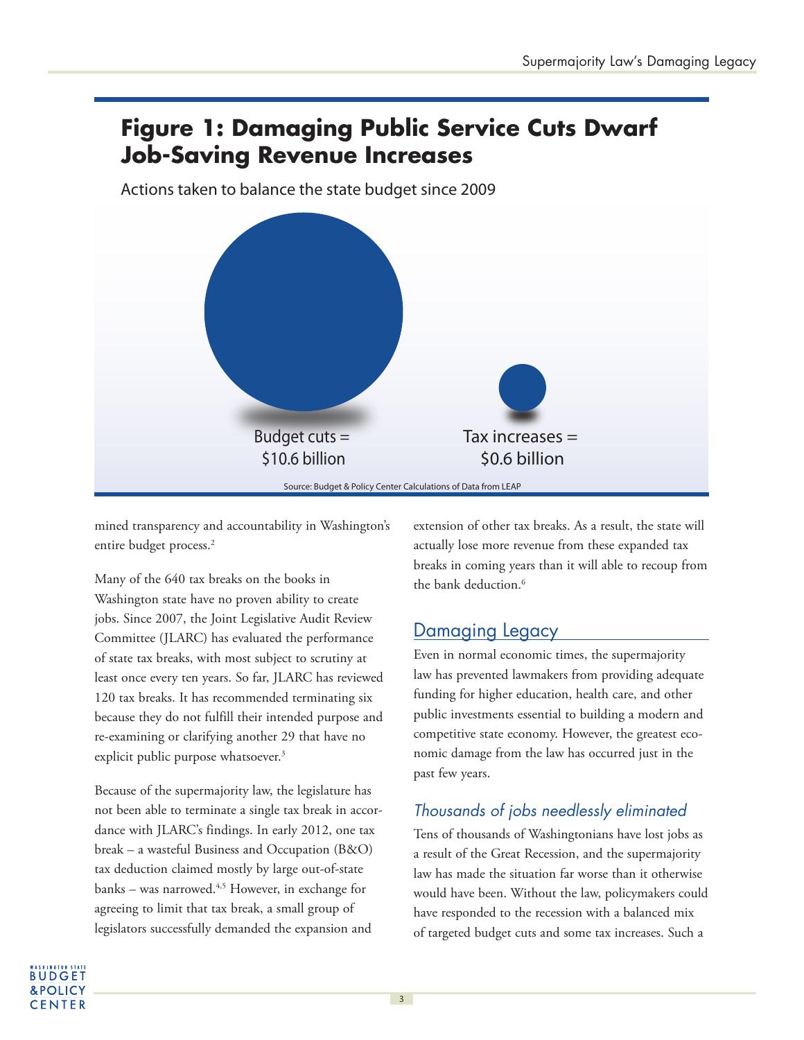## Figure 1: Damaging Public Service Cuts Dwarf Job-Saving Revenue Increases

Actions taken to balance the state budget since 2009

Budget cuts = $10.6 billion

Tax increases = $0.6 billion

Source: Budget & Policy Center Calculations of Data from LEAP

mined transparency and accountability in Washington's entire budget process.[2]

Many of the 640 tax breaks on the books in Washington state have no proven ability to create jobs. Since 2007, the Joint Legislative Audit Review Committee (JLARC) has evaluated the performance of state tax breaks, with most subject to scrutiny at least once every ten years. So far, JLARC has reviewed 120 tax breaks. It has recommended terminating six because they do not fulfill their intended purpose and re-examining or clarifying another 29 that have no explicit public purpose whatsoever.[3]

Because of the supermajority law, the legislature has not been able to terminate a single tax break in accordance with JLARC's findings. In early 2012, one tax break – a wasteful Business and Occupation (B&O) tax deduction claimed mostly by large out-of-state banks – was narrowed.[4,5] However, in exchange for agreeing to limit that tax break, a small group of legislators successfully demanded the expansion and extension of other tax breaks. As a result, the state will actually lose more revenue from these expanded tax breaks in coming years than it will able to recoup from the bank deduction.[6]

## Damaging Legacy

Even in normal economic times, the supermajority law has prevented lawmakers from providing adequate funding for higher education, health care, and other public investments essential to building a modern and competitive state economy. However, the greatest economic damage from the law has occurred just in the past few years.

### *Thousands of jobs needlessly eliminated*

Tens of thousands of Washingtonians have lost jobs as a result of the Great Recession, and the supermajority law has made the situation far worse than it otherwise would have been. Without the law, policymakers could have responded to the recession with a balanced mix of targeted budget cuts and some tax increases. Such a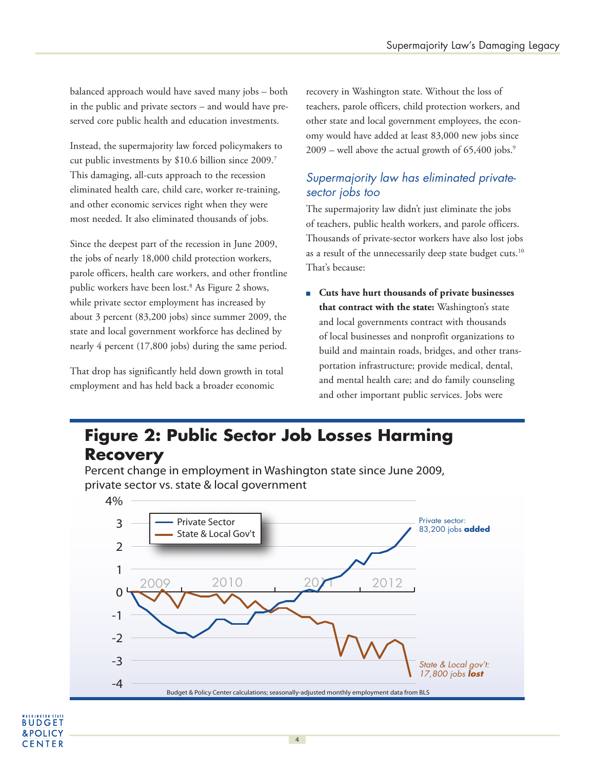balanced approach would have saved many jobs – both in the public and private sectors – and would have preserved core public health and education investments.

Instead, the supermajority law forced policymakers to cut public investments by $10.6 billion since 2009.[7] This damaging, all-cuts approach to the recession eliminated health care, child care, worker re-training, and other economic services right when they were most needed. It also eliminated thousands of jobs.

Since the deepest part of the recession in June 2009, the jobs of nearly 18,000 child protection workers, parole officers, health care workers, and other frontline public workers have been lost.[8] As Figure 2 shows, while private sector employment has increased by about 3 percent (83,200 jobs) since summer 2009, the state and local government workforce has declined by nearly 4 percent (17,800 jobs) during the same period.

That drop has significantly held down growth in total employment and has held back a broader economic recovery in Washington state. Without the loss of teachers, parole officers, child protection workers, and other state and local government employees, the economy would have added at least 83,000 new jobs since 2009 – well above the actual growth of 65,400 jobs.[9]

### *Supermajority law has eliminated private-sector jobs too*

The supermajority law didn't just eliminate the jobs of teachers, public health workers, and parole officers. Thousands of private-sector workers have also lost jobs as a result of the unnecessarily deep state budget cuts.[10] That's because:

- **Cuts have hurt thousands of private businesses that contract with the state:** Washington's state and local governments contract with thousands of local businesses and nonprofit organizations to build and maintain roads, bridges, and other transportation infrastructure; provide medical, dental, and mental health care; and do family counseling and other important public services. Jobs were

## Figure 2: Public Sector Job Losses Harming Recovery

Percent change in employment in Washington state since June 2009, private sector vs. state & local government

Private sector: 83,200 jobs **added**

*State & Local gov't: 17,800 jobs* ***lost***

Budget & Policy Center calculations; seasonally-adjusted monthly employment data from BLS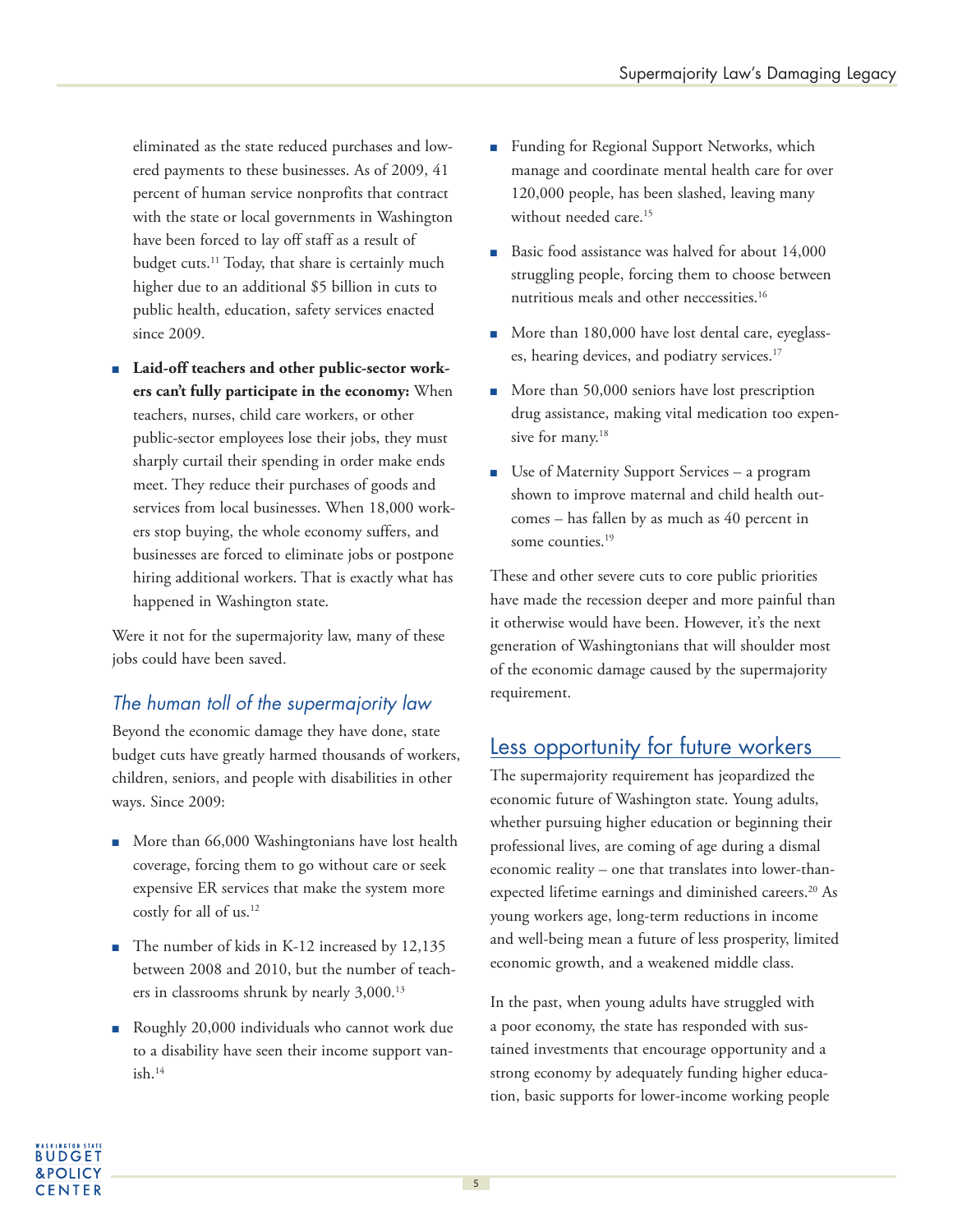eliminated as the state reduced purchases and lowered payments to these businesses. As of 2009, 41 percent of human service nonprofits that contract with the state or local governments in Washington have been forced to lay off staff as a result of budget cuts.[11] Today, that share is certainly much higher due to an additional $5 billion in cuts to public health, education, safety services enacted since 2009.

- **Laid-off teachers and other public-sector workers can't fully participate in the economy:** When teachers, nurses, child care workers, or other public-sector employees lose their jobs, they must sharply curtail their spending in order make ends meet. They reduce their purchases of goods and services from local businesses. When 18,000 workers stop buying, the whole economy suffers, and businesses are forced to eliminate jobs or postpone hiring additional workers. That is exactly what has happened in Washington state.

Were it not for the supermajority law, many of these jobs could have been saved.

### *The human toll of the supermajority law*

Beyond the economic damage they have done, state budget cuts have greatly harmed thousands of workers, children, seniors, and people with disabilities in other ways. Since 2009:

- More than 66,000 Washingtonians have lost health coverage, forcing them to go without care or seek expensive ER services that make the system more costly for all of us.[12]
- The number of kids in K-12 increased by 12,135 between 2008 and 2010, but the number of teachers in classrooms shrunk by nearly 3,000.[13]
- Roughly 20,000 individuals who cannot work due to a disability have seen their income support vanish.[14]
- Funding for Regional Support Networks, which manage and coordinate mental health care for over 120,000 people, has been slashed, leaving many without needed care.[15]
- Basic food assistance was halved for about 14,000 struggling people, forcing them to choose between nutritious meals and other neccessities.[16]
- More than 180,000 have lost dental care, eyeglasses, hearing devices, and podiatry services.[17]
- More than 50,000 seniors have lost prescription drug assistance, making vital medication too expensive for many.[18]
- Use of Maternity Support Services – a program shown to improve maternal and child health outcomes – has fallen by as much as 40 percent in some counties.[19]

These and other severe cuts to core public priorities have made the recession deeper and more painful than it otherwise would have been. However, it's the next generation of Washingtonians that will shoulder most of the economic damage caused by the supermajority requirement.

## Less opportunity for future workers

The supermajority requirement has jeopardized the economic future of Washington state. Young adults, whether pursuing higher education or beginning their professional lives, are coming of age during a dismal economic reality – one that translates into lower-than-expected lifetime earnings and diminished careers.[20] As young workers age, long-term reductions in income and well-being mean a future of less prosperity, limited economic growth, and a weakened middle class.

In the past, when young adults have struggled with a poor economy, the state has responded with sustained investments that encourage opportunity and a strong economy by adequately funding higher education, basic supports for lower-income working people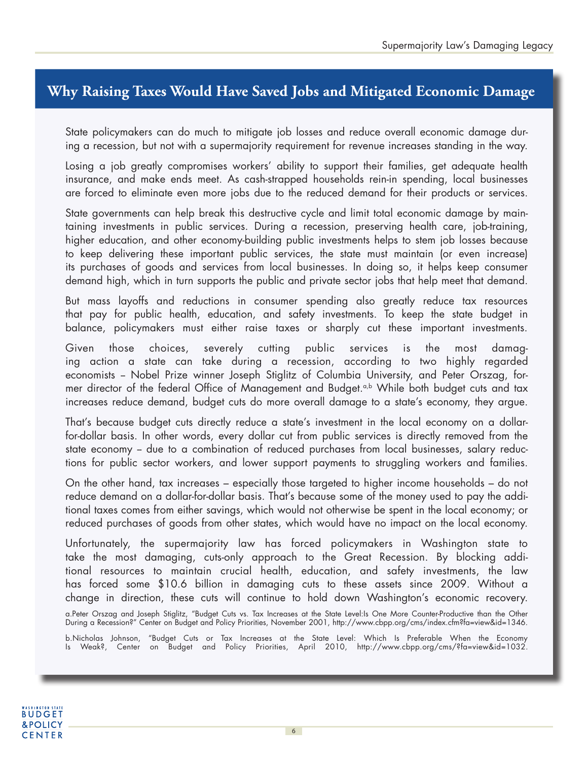## Why Raising Taxes Would Have Saved Jobs and Mitigated Economic Damage

State policymakers can do much to mitigate job losses and reduce overall economic damage during a recession, but not with a supermajority requirement for revenue increases standing in the way.

Losing a job greatly compromises workers' ability to support their families, get adequate health insurance, and make ends meet. As cash-strapped households rein-in spending, local businesses are forced to eliminate even more jobs due to the reduced demand for their products or services.

State governments can help break this destructive cycle and limit total economic damage by maintaining investments in public services. During a recession, preserving health care, job-training, higher education, and other economy-building public investments helps to stem job losses because to keep delivering these important public services, the state must maintain (or even increase) its purchases of goods and services from local businesses. In doing so, it helps keep consumer demand high, which in turn supports the public and private sector jobs that help meet that demand.

But mass layoffs and reductions in consumer spending also greatly reduce tax resources that pay for public health, education, and safety investments. To keep the state budget in balance, policymakers must either raise taxes or sharply cut these important investments.

Given those choices, severely cutting public services is the most damaging action a state can take during a recession, according to two highly regarded economists – Nobel Prize winner Joseph Stiglitz of Columbia University, and Peter Orszag, former director of the federal Office of Management and Budget.[a,b] While both budget cuts and tax increases reduce demand, budget cuts do more overall damage to a state's economy, they argue.

That's because budget cuts directly reduce a state's investment in the local economy on a dollar-for-dollar basis. In other words, every dollar cut from public services is directly removed from the state economy – due to a combination of reduced purchases from local businesses, salary reductions for public sector workers, and lower support payments to struggling workers and families.

On the other hand, tax increases – especially those targeted to higher income households – do not reduce demand on a dollar-for-dollar basis. That's because some of the money used to pay the additional taxes comes from either savings, which would not otherwise be spent in the local economy; or reduced purchases of goods from other states, which would have no impact on the local economy.

Unfortunately, the supermajority law has forced policymakers in Washington state to take the most damaging, cuts-only approach to the Great Recession. By blocking additional resources to maintain crucial health, education, and safety investments, the law has forced some $10.6 billion in damaging cuts to these assets since 2009. Without a change in direction, these cuts will continue to hold down Washington's economic recovery.

a. Peter Orszag and Joseph Stiglitz, "Budget Cuts vs. Tax Increases at the State Level:Is One More Counter-Productive than the Other During a Recession?" Center on Budget and Policy Priorities, November 2001, http://www.cbpp.org/cms/index.cfm?fa=view&id=1346.

b. Nicholas Johnson, "Budget Cuts or Tax Increases at the State Level: Which Is Preferable When the Economy Is Weak?, Center on Budget and Policy Priorities, April 2010, http://www.cbpp.org/cms/?fa=view&id=1032.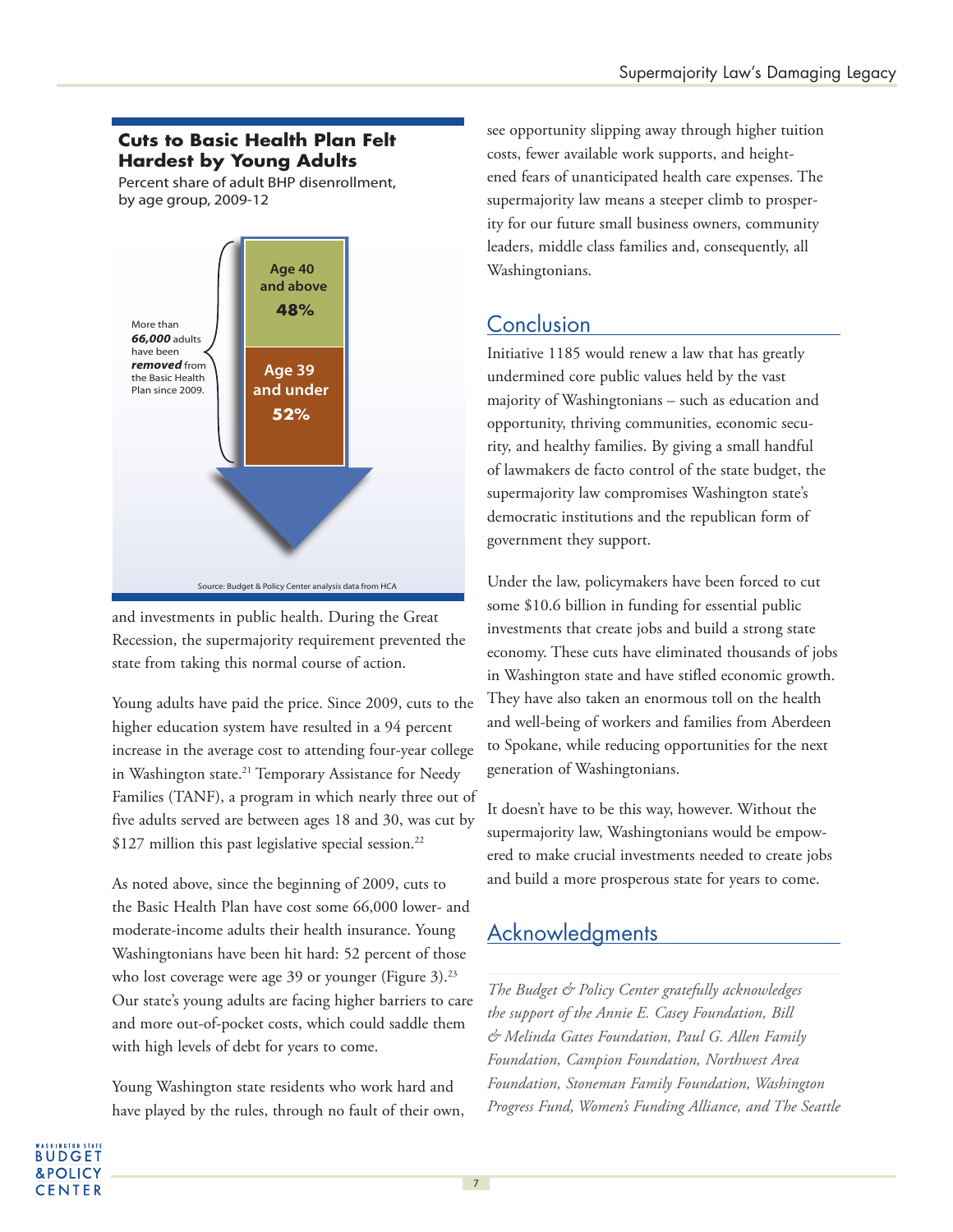**Cuts to Basic Health Plan Felt Hardest by Young Adults**

Percent share of adult BHP disenrollment, by age group, 2009-12

More than ***66,000*** adults have been ***removed*** from the Basic Health Plan since 2009.

| Age group | Share |
| --- | --- |
| Age 40 and above | **48%** |
| Age 39 and under | **52%** |

Source: Budget & Policy Center analysis data from HCA

and investments in public health. During the Great Recession, the supermajority requirement prevented the state from taking this normal course of action.

Young adults have paid the price. Since 2009, cuts to the higher education system have resulted in a 94 percent increase in the average cost to attending four-year college in Washington state.[21] Temporary Assistance for Needy Families (TANF), a program in which nearly three out of five adults served are between ages 18 and 30, was cut by $127 million this past legislative special session.[22]

As noted above, since the beginning of 2009, cuts to the Basic Health Plan have cost some 66,000 lower- and moderate-income adults their health insurance. Young Washingtonians have been hit hard: 52 percent of those who lost coverage were age 39 or younger (Figure 3).[23] Our state's young adults are facing higher barriers to care and more out-of-pocket costs, which could saddle them with high levels of debt for years to come.

Young Washington state residents who work hard and have played by the rules, through no fault of their own, see opportunity slipping away through higher tuition costs, fewer available work supports, and heightened fears of unanticipated health care expenses. The supermajority law means a steeper climb to prosperity for our future small business owners, community leaders, middle class families and, consequently, all Washingtonians.

## Conclusion

Initiative 1185 would renew a law that has greatly undermined core public values held by the vast majority of Washingtonians – such as education and opportunity, thriving communities, economic security, and healthy families. By giving a small handful of lawmakers de facto control of the state budget, the supermajority law compromises Washington state's democratic institutions and the republican form of government they support.

Under the law, policymakers have been forced to cut some $10.6 billion in funding for essential public investments that create jobs and build a strong state economy. These cuts have eliminated thousands of jobs in Washington state and have stifled economic growth. They have also taken an enormous toll on the health and well-being of workers and families from Aberdeen to Spokane, while reducing opportunities for the next generation of Washingtonians.

It doesn't have to be this way, however. Without the supermajority law, Washingtonians would be empowered to make crucial investments needed to create jobs and build a more prosperous state for years to come.

## Acknowledgments

*The Budget & Policy Center gratefully acknowledges the support of the Annie E. Casey Foundation, Bill & Melinda Gates Foundation, Paul G. Allen Family Foundation, Campion Foundation, Northwest Area Foundation, Stoneman Family Foundation, Washington Progress Fund, Women's Funding Alliance, and The Seattle*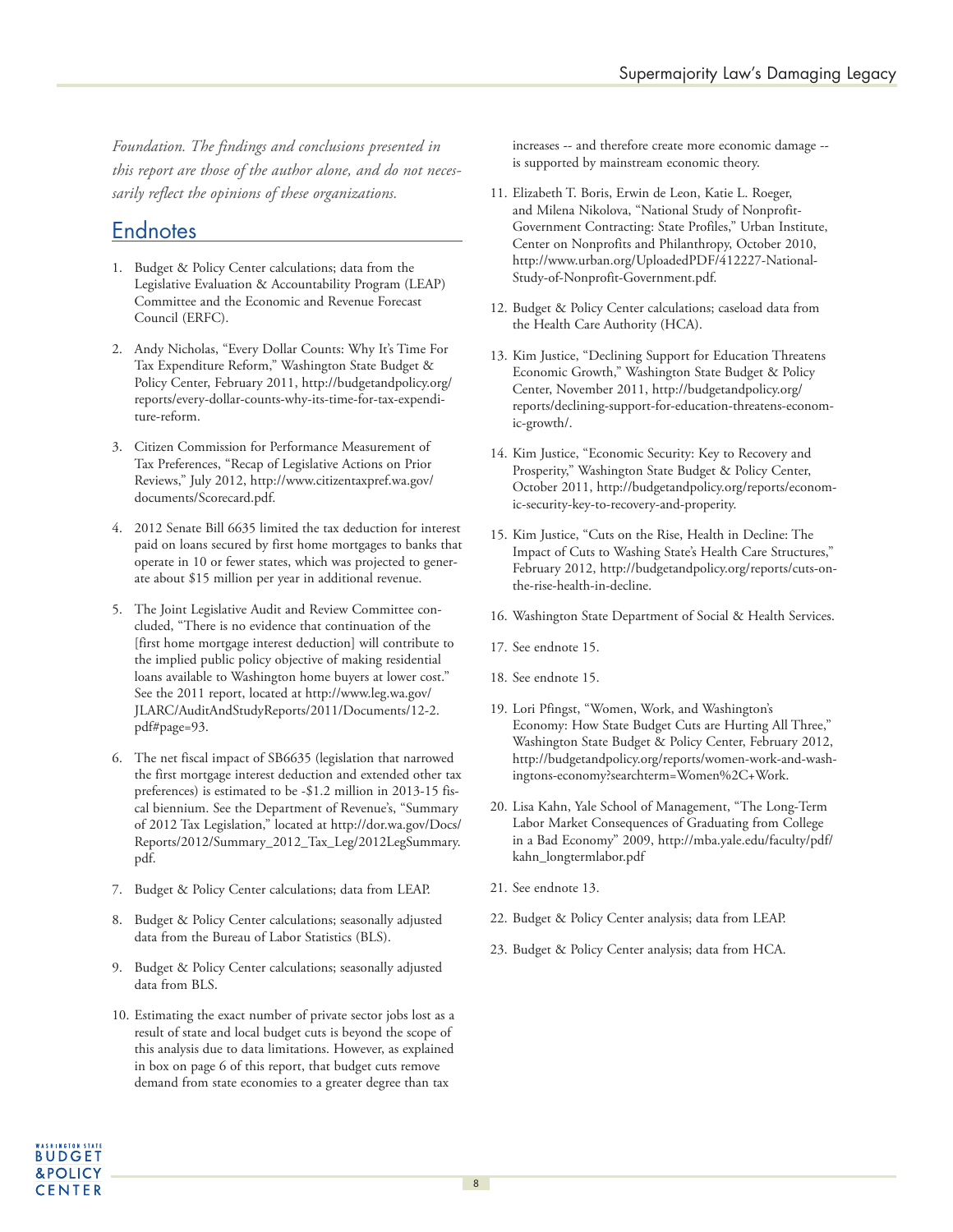*Foundation. The findings and conclusions presented in this report are those of the author alone, and do not necessarily reflect the opinions of these organizations.*

## Endnotes

1. Budget & Policy Center calculations; data from the Legislative Evaluation & Accountability Program (LEAP) Committee and the Economic and Revenue Forecast Council (ERFC).

2. Andy Nicholas, "Every Dollar Counts: Why It's Time For Tax Expenditure Reform," Washington State Budget & Policy Center, February 2011, http://budgetandpolicy.org/reports/every-dollar-counts-why-its-time-for-tax-expenditure-reform.

3. Citizen Commission for Performance Measurement of Tax Preferences, "Recap of Legislative Actions on Prior Reviews," July 2012, http://www.citizentaxpref.wa.gov/documents/Scorecard.pdf.

4. 2012 Senate Bill 6635 limited the tax deduction for interest paid on loans secured by first home mortgages to banks that operate in 10 or fewer states, which was projected to generate about $15 million per year in additional revenue.

5. The Joint Legislative Audit and Review Committee concluded, "There is no evidence that continuation of the [first home mortgage interest deduction] will contribute to the implied public policy objective of making residential loans available to Washington home buyers at lower cost." See the 2011 report, located at http://www.leg.wa.gov/JLARC/AuditAndStudyReports/2011/Documents/12-2.pdf#page=93.

6. The net fiscal impact of SB6635 (legislation that narrowed the first mortgage interest deduction and extended other tax preferences) is estimated to be -$1.2 million in 2013-15 fiscal biennium. See the Department of Revenue's, "Summary of 2012 Tax Legislation," located at http://dor.wa.gov/Docs/Reports/2012/Summary_2012_Tax_Leg/2012LegSummary.pdf.

7. Budget & Policy Center calculations; data from LEAP.

8. Budget & Policy Center calculations; seasonally adjusted data from the Bureau of Labor Statistics (BLS).

9. Budget & Policy Center calculations; seasonally adjusted data from BLS.

10. Estimating the exact number of private sector jobs lost as a result of state and local budget cuts is beyond the scope of this analysis due to data limitations. However, as explained in box on page 6 of this report, that budget cuts remove demand from state economies to a greater degree than tax increases -- and therefore create more economic damage -- is supported by mainstream economic theory.

11. Elizabeth T. Boris, Erwin de Leon, Katie L. Roeger, and Milena Nikolova, "National Study of Nonprofit-Government Contracting: State Profiles," Urban Institute, Center on Nonprofits and Philanthropy, October 2010, http://www.urban.org/UploadedPDF/412227-National-Study-of-Nonprofit-Government.pdf.

12. Budget & Policy Center calculations; caseload data from the Health Care Authority (HCA).

13. Kim Justice, "Declining Support for Education Threatens Economic Growth," Washington State Budget & Policy Center, November 2011, http://budgetandpolicy.org/reports/declining-support-for-education-threatens-economic-growth/.

14. Kim Justice, "Economic Security: Key to Recovery and Prosperity," Washington State Budget & Policy Center, October 2011, http://budgetandpolicy.org/reports/economic-security-key-to-recovery-and-property.

15. Kim Justice, "Cuts on the Rise, Health in Decline: The Impact of Cuts to Washing State's Health Care Structures," February 2012, http://budgetandpolicy.org/reports/cuts-on-the-rise-health-in-decline.

16. Washington State Department of Social & Health Services.

17. See endnote 15.

18. See endnote 15.

19. Lori Pfingst, "Women, Work, and Washington's Economy: How State Budget Cuts are Hurting All Three," Washington State Budget & Policy Center, February 2012, http://budgetandpolicy.org/reports/women-work-and-washingtons-economy?searchterm=Women%2C+Work.

20. Lisa Kahn, Yale School of Management, "The Long-Term Labor Market Consequences of Graduating from College in a Bad Economy" 2009, http://mba.yale.edu/faculty/pdf/kahn_longtermlabor.pdf

21. See endnote 13.

22. Budget & Policy Center analysis; data from LEAP.

23. Budget & Policy Center analysis; data from HCA.